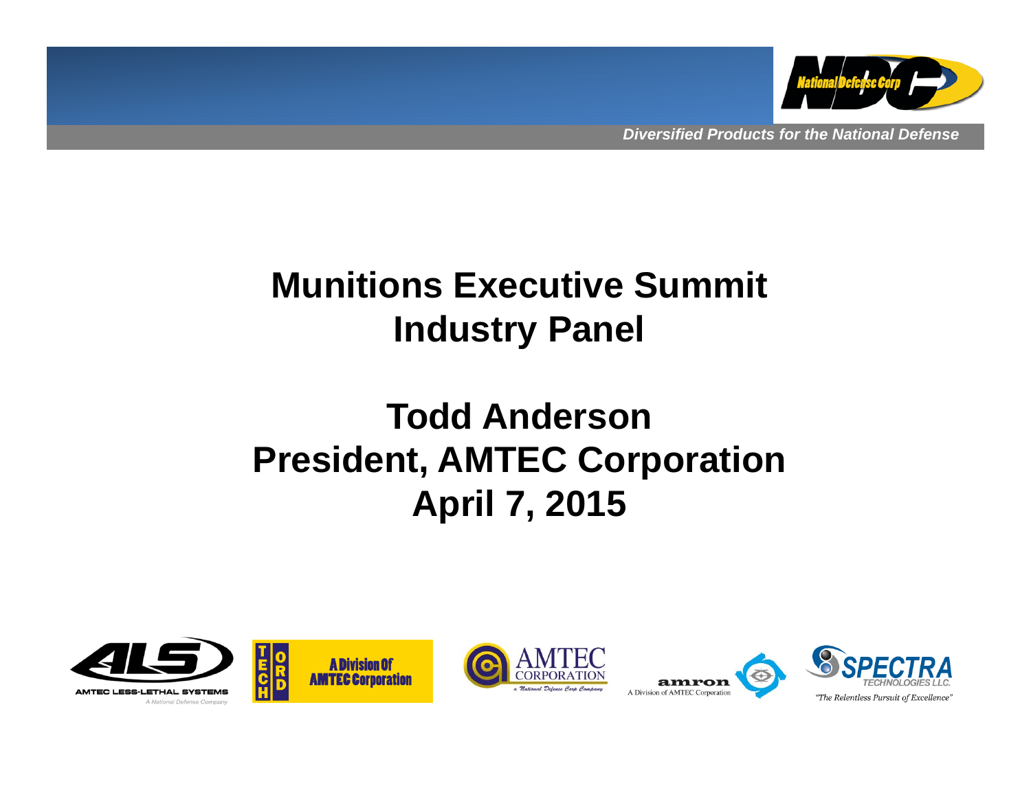# Munitions Executive Summit Industry Panel

## Todd Anderson
## President, AMTEC Corporation
## April 7, 2015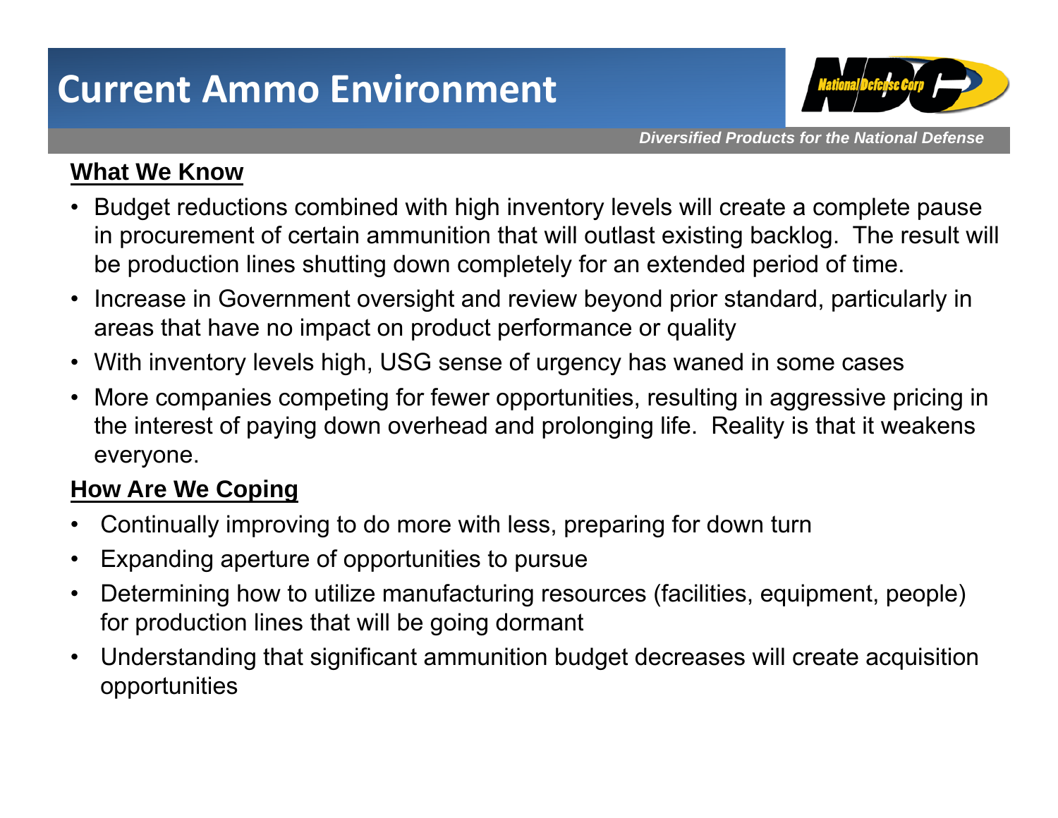# Current Ammo Environment

*Diversified Products for the National Defense*

## What We Know

- Budget reductions combined with high inventory levels will create a complete pause in procurement of certain ammunition that will outlast existing backlog. The result will be production lines shutting down completely for an extended period of time.
- Increase in Government oversight and review beyond prior standard, particularly in areas that have no impact on product performance or quality
- With inventory levels high, USG sense of urgency has waned in some cases
- More companies competing for fewer opportunities, resulting in aggressive pricing in the interest of paying down overhead and prolonging life. Reality is that it weakens everyone.

## How Are We Coping

- Continually improving to do more with less, preparing for down turn
- Expanding aperture of opportunities to pursue
- Determining how to utilize manufacturing resources (facilities, equipment, people) for production lines that will be going dormant
- Understanding that significant ammunition budget decreases will create acquisition opportunities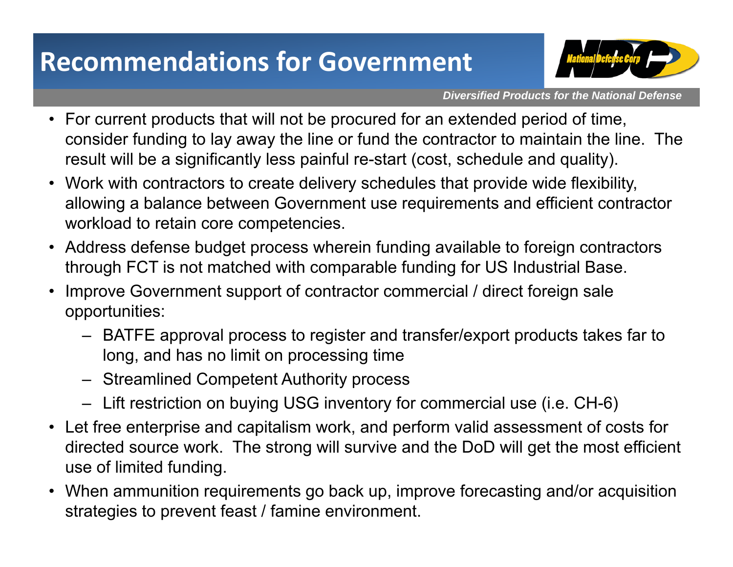# Recommendations for Government

*Diversified Products for the National Defense*

- For current products that will not be procured for an extended period of time, consider funding to lay away the line or fund the contractor to maintain the line. The result will be a significantly less painful re-start (cost, schedule and quality).
- Work with contractors to create delivery schedules that provide wide flexibility, allowing a balance between Government use requirements and efficient contractor workload to retain core competencies.
- Address defense budget process wherein funding available to foreign contractors through FCT is not matched with comparable funding for US Industrial Base.
- Improve Government support of contractor commercial / direct foreign sale opportunities:
  - BATFE approval process to register and transfer/export products takes far to long, and has no limit on processing time
  - Streamlined Competent Authority process
  - Lift restriction on buying USG inventory for commercial use (i.e. CH-6)
- Let free enterprise and capitalism work, and perform valid assessment of costs for directed source work. The strong will survive and the DoD will get the most efficient use of limited funding.
- When ammunition requirements go back up, improve forecasting and/or acquisition strategies to prevent feast / famine environment.